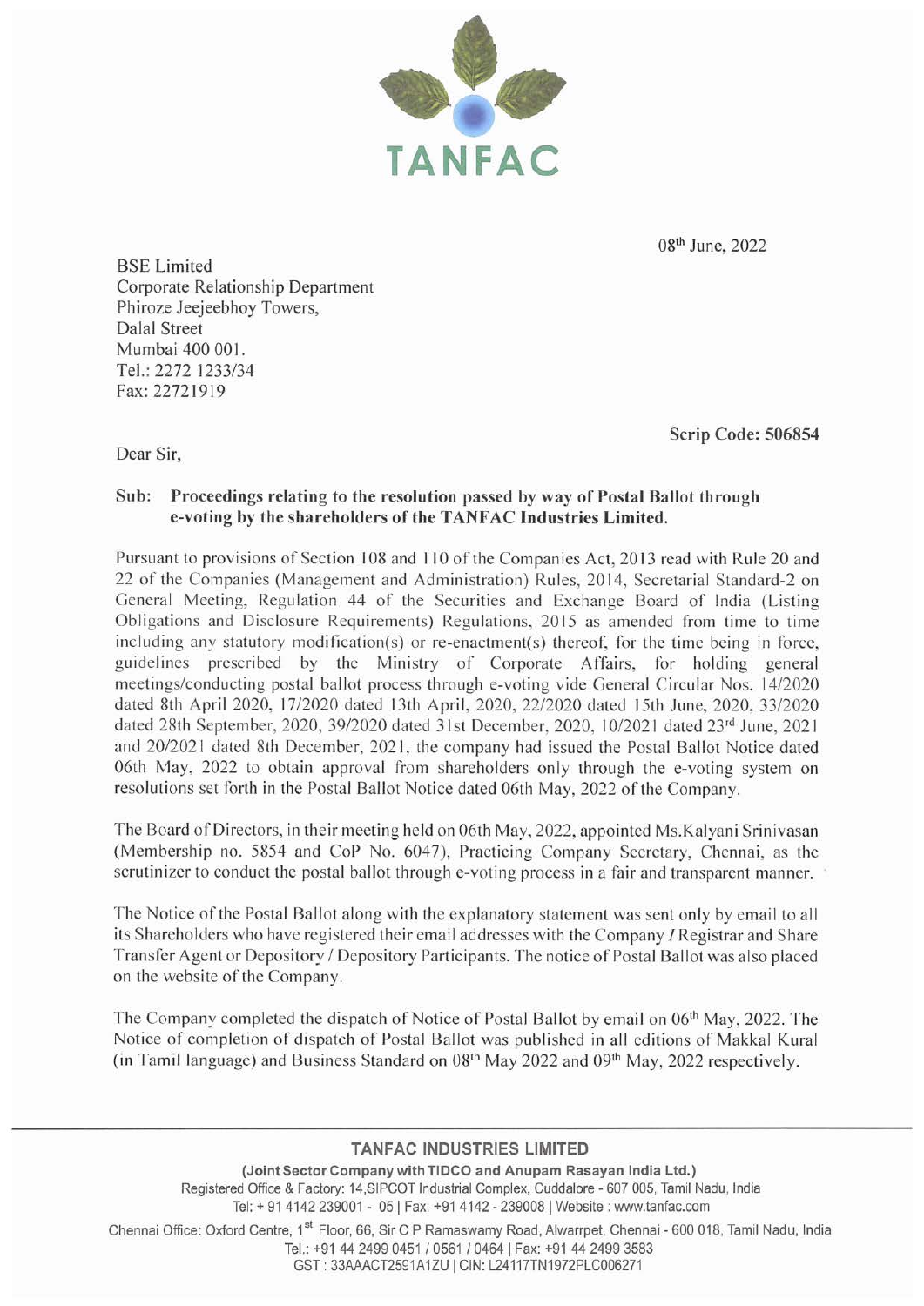TANFAC

08th June, 2022

BSE Limited
Corporate Relationship Department
Phiroze Jeejeebhoy Towers,
Dalal Street
Mumbai 400 001.
Tel.: 2272 1233/34
Fax: 22721919

**Scrip Code: 506854**

Dear Sir,

**Sub: Proceedings relating to the resolution passed by way of Postal Ballot through e-voting by the shareholders of the TANFAC Industries Limited.**

Pursuant to provisions of Section 108 and 110 of the Companies Act, 2013 read with Rule 20 and 22 of the Companies (Management and Administration) Rules, 2014, Secretarial Standard-2 on General Meeting, Regulation 44 of the Securities and Exchange Board of India (Listing Obligations and Disclosure Requirements) Regulations, 2015 as amended from time to time including any statutory modification(s) or re-enactment(s) thereof, for the time being in force, guidelines prescribed by the Ministry of Corporate Affairs, for holding general meetings/conducting postal ballot process through e-voting vide General Circular Nos. 14/2020 dated 8th April 2020, 17/2020 dated 13th April, 2020, 22/2020 dated 15th June, 2020, 33/2020 dated 28th September, 2020, 39/2020 dated 31st December, 2020, 10/2021 dated 23rd June, 2021 and 20/2021 dated 8th December, 2021, the company had issued the Postal Ballot Notice dated 06th May, 2022 to obtain approval from shareholders only through the e-voting system on resolutions set forth in the Postal Ballot Notice dated 06th May, 2022 of the Company.

The Board of Directors, in their meeting held on 06th May, 2022, appointed Ms.Kalyani Srinivasan (Membership no. 5854 and CoP No. 6047), Practicing Company Secretary, Chennai, as the scrutinizer to conduct the postal ballot through e-voting process in a fair and transparent manner.

The Notice of the Postal Ballot along with the explanatory statement was sent only by email to all its Shareholders who have registered their email addresses with the Company / Registrar and Share Transfer Agent or Depository / Depository Participants. The notice of Postal Ballot was also placed on the website of the Company.

The Company completed the dispatch of Notice of Postal Ballot by email on 06th May, 2022. The Notice of completion of dispatch of Postal Ballot was published in all editions of Makkal Kural (in Tamil language) and Business Standard on 08th May 2022 and 09th May, 2022 respectively.

**TANFAC INDUSTRIES LIMITED**
**(Joint Sector Company with TIDCO and Anupam Rasayan India Ltd.)**
Registered Office & Factory: 14,SIPCOT Industrial Complex, Cuddalore - 607 005, Tamil Nadu, India
Tel: + 91 4142 239001 - 05 | Fax: +91 4142 - 239008 | Website : www.tanfac.com
Chennai Office: Oxford Centre, 1st Floor, 66, Sir C P Ramaswamy Road, Alwarrpet, Chennai - 600 018, Tamil Nadu, India
Tel.: +91 44 2499 0451 / 0561 / 0464 | Fax: +91 44 2499 3583
GST : 33AAACT2591A1ZU | CIN: L24117TN1972PLC006271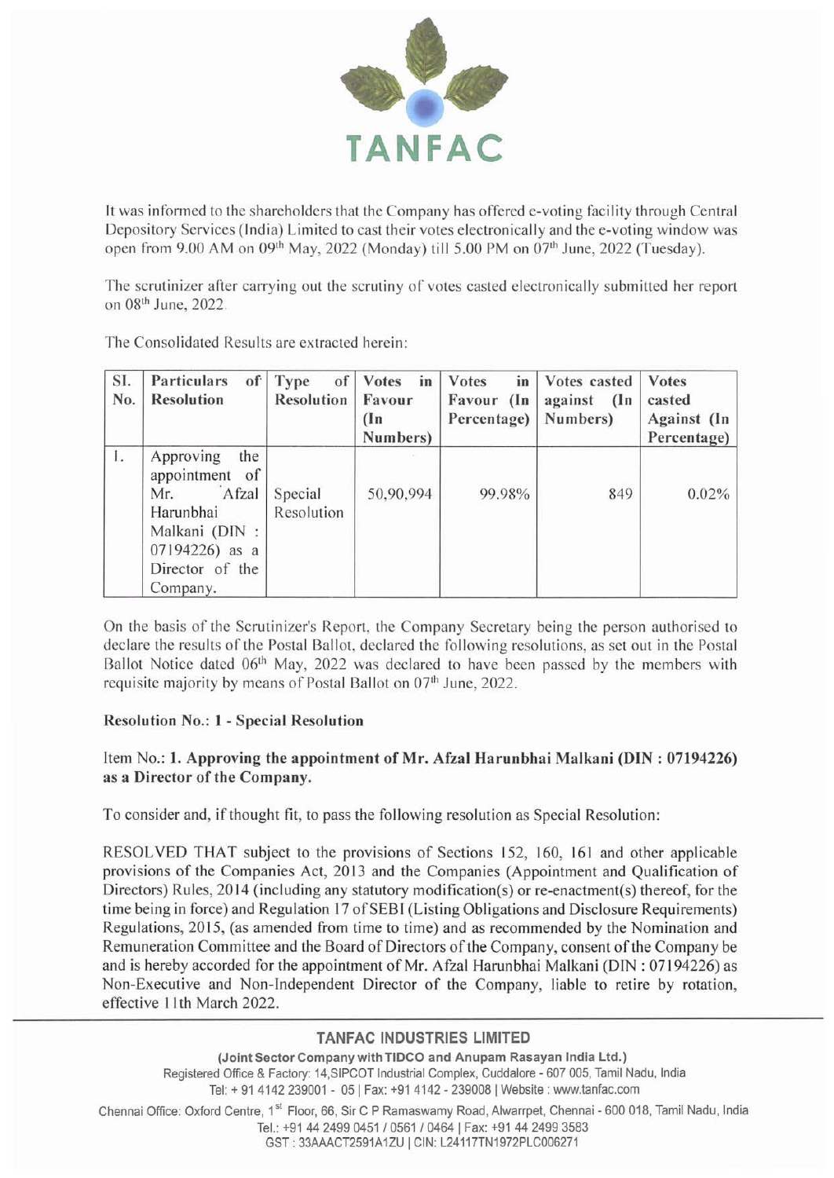It was informed to the shareholders that the Company has offered e-voting facility through Central Depository Services (India) Limited to cast their votes electronically and the e-voting window was open from 9.00 AM on 09th May, 2022 (Monday) till 5.00 PM on 07th June, 2022 (Tuesday).

The scrutinizer after carrying out the scrutiny of votes casted electronically submitted her report on 08th June, 2022.

The Consolidated Results are extracted herein:

| Sl. No. | Particulars of Resolution | Type of Resolution | Votes in Favour (In Numbers) | Votes in Favour (In Percentage) | Votes casted against (In Numbers) | Votes casted Against (In Percentage) |
|---|---|---|---|---|---|---|
| 1. | Approving the appointment of Mr. Afzal Harunbhai Malkani (DIN : 07194226) as a Director of the Company. | Special Resolution | 50,90,994 | 99.98% | 849 | 0.02% |

On the basis of the Scrutinizer's Report, the Company Secretary being the person authorised to declare the results of the Postal Ballot, declared the following resolutions, as set out in the Postal Ballot Notice dated 06th May, 2022 was declared to have been passed by the members with requisite majority by means of Postal Ballot on 07th June, 2022.

**Resolution No.: 1 - Special Resolution**

Item No.: **1. Approving the appointment of Mr. Afzal Harunbhai Malkani (DIN : 07194226) as a Director of the Company.**

To consider and, if thought fit, to pass the following resolution as Special Resolution:

RESOLVED THAT subject to the provisions of Sections 152, 160, 161 and other applicable provisions of the Companies Act, 2013 and the Companies (Appointment and Qualification of Directors) Rules, 2014 (including any statutory modification(s) or re-enactment(s) thereof, for the time being in force) and Regulation 17 of SEBI (Listing Obligations and Disclosure Requirements) Regulations, 2015, (as amended from time to time) and as recommended by the Nomination and Remuneration Committee and the Board of Directors of the Company, consent of the Company be and is hereby accorded for the appointment of Mr. Afzal Harunbhai Malkani (DIN : 07194226) as Non-Executive and Non-Independent Director of the Company, liable to retire by rotation, effective 11th March 2022.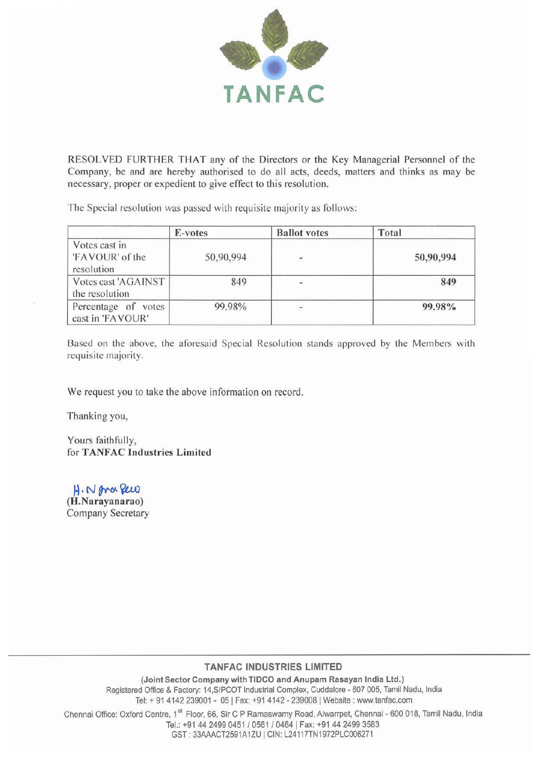RESOLVED FURTHER THAT any of the Directors or the Key Managerial Personnel of the Company, be and are hereby authorised to do all acts, deeds, matters and thinks as may be necessary, proper or expedient to give effect to this resolution.

The Special resolution was passed with requisite majority as follows:

| | E-votes | Ballot votes | Total |
|---|---|---|---|
| Votes cast in 'FAVOUR' of the resolution | 50,90,994 | - | **50,90,994** |
| Votes cast 'AGAINST the resolution | 849 | - | **849** |
| Percentage of votes cast in 'FAVOUR' | 99.98% | - | **99.98%** |

Based on the above, the aforesaid Special Resolution stands approved by the Members with requisite majority.

We request you to take the above information on record.

Thanking you,

Yours faithfully,
for **TANFAC Industries Limited**

H.Narayanarao

**(H.Narayanarao)**
Company Secretary

**TANFAC INDUSTRIES LIMITED**

**(Joint Sector Company with TIDCO and Anupam Rasayan India Ltd.)**
Registered Office & Factory: 14,SIPCOT Industrial Complex, Cuddalore - 607 005, Tamil Nadu, India
Tel: + 91 4142 239001 - 05 | Fax: +91 4142 - 239008 | Website : www.tanfac.com
Chennai Office: Oxford Centre, 1st Floor, 66, Sir C P Ramaswamy Road, Alwarrpet, Chennai - 600 018, Tamil Nadu, India
Tel.: +91 44 2499 0451 / 0561 / 0464 | Fax: +91 44 2499 3583
GST : 33AAACT2591A1ZU | CIN: L24117TN1972PLC006271